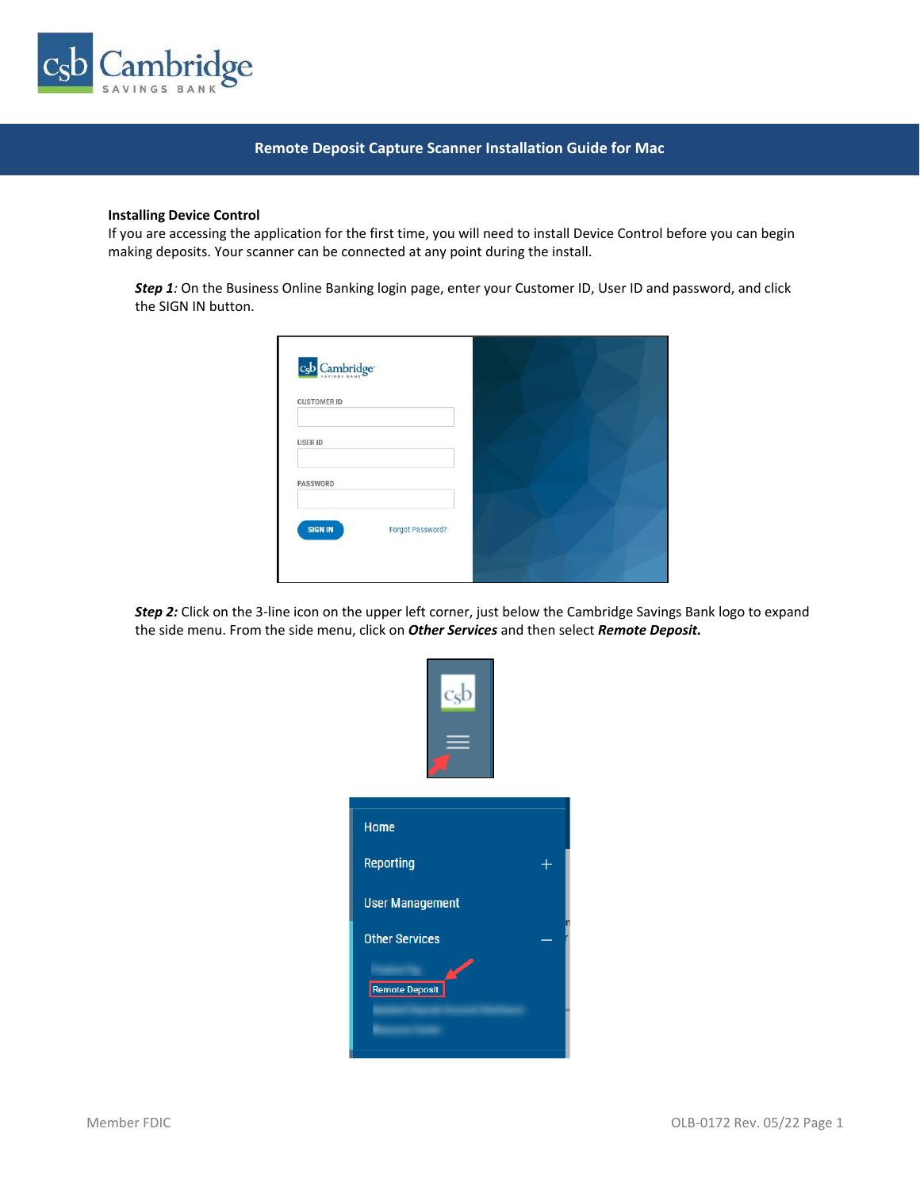# Remote Deposit Capture Scanner Installation Guide for Mac

**Installing Device Control**

If you are accessing the application for the first time, you will need to install Device Control before you can begin making deposits. Your scanner can be connected at any point during the install.

***Step 1****:* On the Business Online Banking login page, enter your Customer ID, User ID and password, and click the SIGN IN button.

***Step 2:*** Click on the 3-line icon on the upper left corner, just below the Cambridge Savings Bank logo to expand the side menu. From the side menu, click on ***Other Services*** and then select ***Remote Deposit.***

Member FDIC

OLB-0172 Rev. 05/22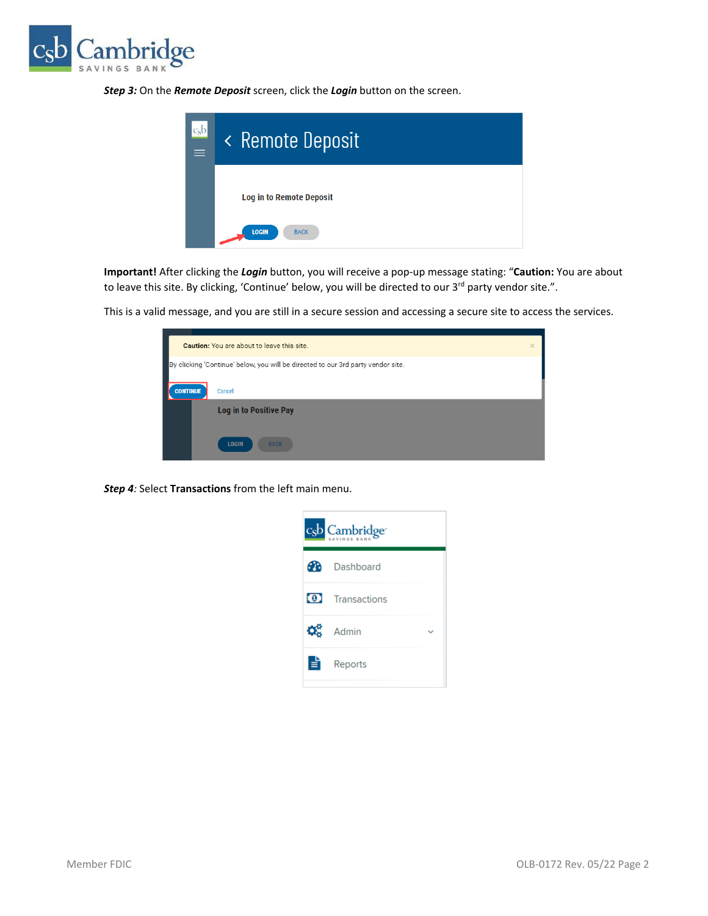***Step 3:*** On the ***Remote Deposit*** screen, click the ***Login*** button on the screen.

**Important!** After clicking the ***Login*** button, you will receive a pop-up message stating: "**Caution:** You are about to leave this site. By clicking, 'Continue' below, you will be directed to our 3rd party vendor site.".

This is a valid message, and you are still in a secure session and accessing a secure site to access the services.

***Step 4***: Select **Transactions** from the left main menu.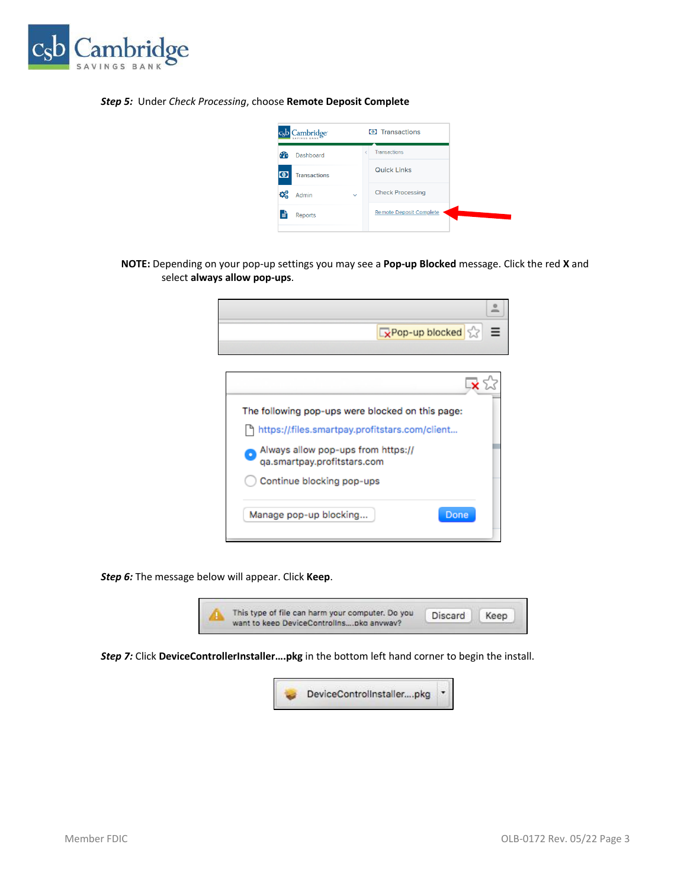***Step 5:*** Under *Check Processing*, choose **Remote Deposit Complete**

**NOTE:** Depending on your pop-up settings you may see a **Pop-up Blocked** message. Click the red **X** and select **always allow pop-ups**.

***Step 6:*** The message below will appear. Click **Keep**.

***Step 7:*** Click **DeviceControllerInstaller….pkg** in the bottom left hand corner to begin the install.

Member FDIC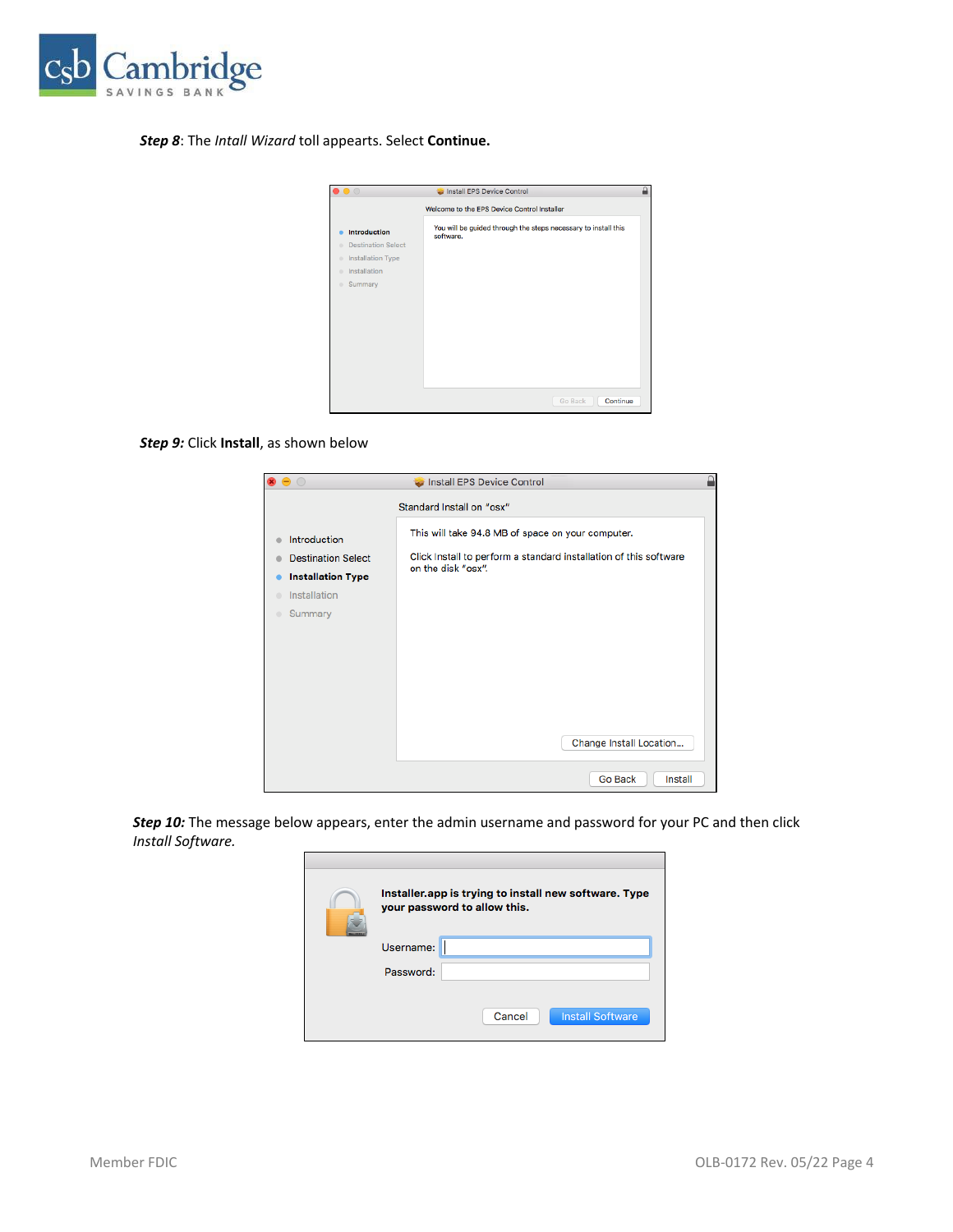***Step 8***: The *Intall Wizard* toll appearts. Select **Continue.**

***Step 9:*** Click **Install**, as shown below

***Step 10:*** The message below appears, enter the admin username and password for your PC and then click *Install Software.*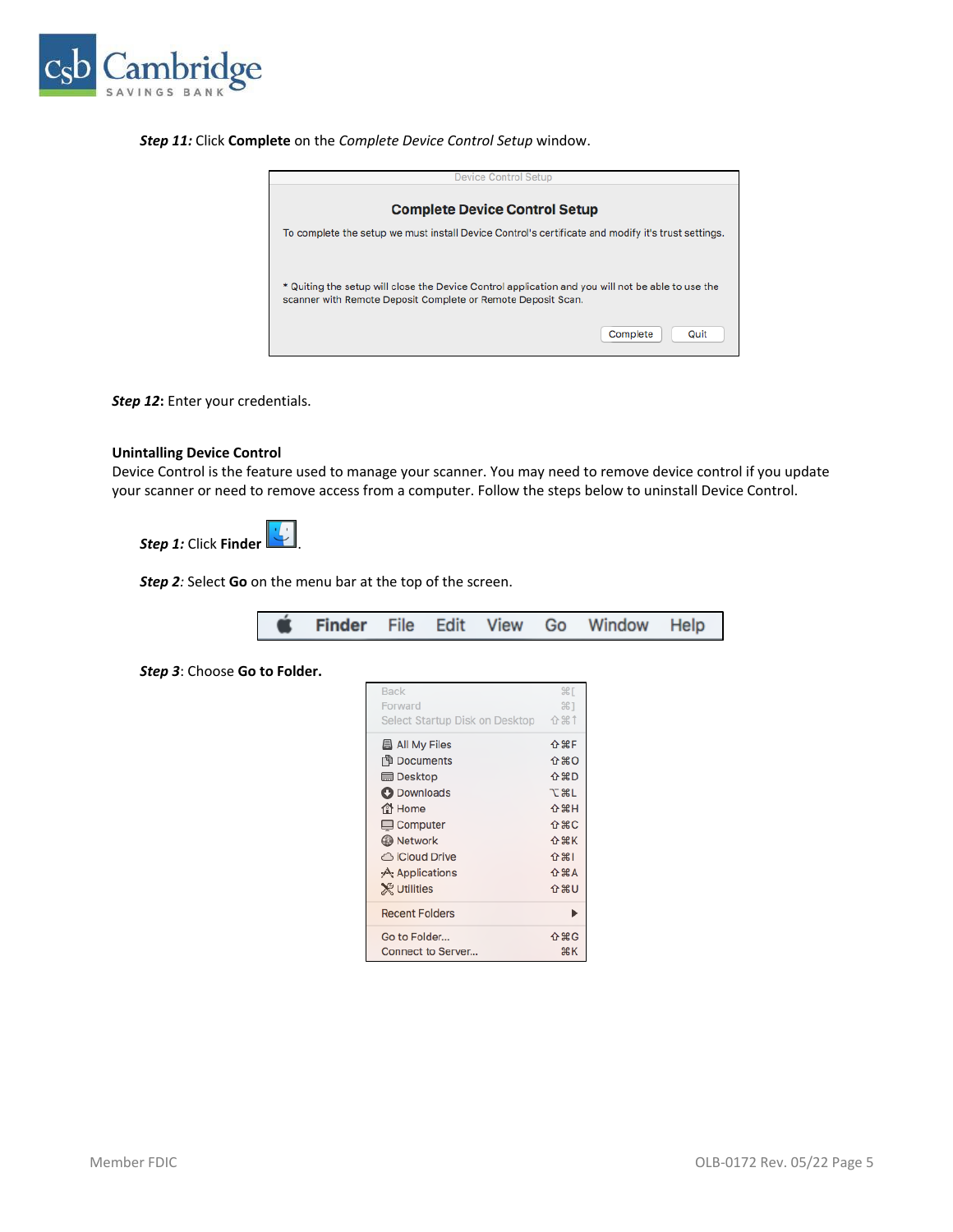***Step 11:*** Click **Complete** on the *Complete Device Control Setup* window.

***Step 12*:** Enter your credentials.

**Unitalling Device Control**

Device Control is the feature used to manage your scanner. You may need to remove device control if you update your scanner or need to remove access from a computer. Follow the steps below to uninstall Device Control.

***Step 1:*** Click **Finder** .

***Step 2****:* Select **Go** on the menu bar at the top of the screen.

***Step 3***: Choose **Go to Folder.**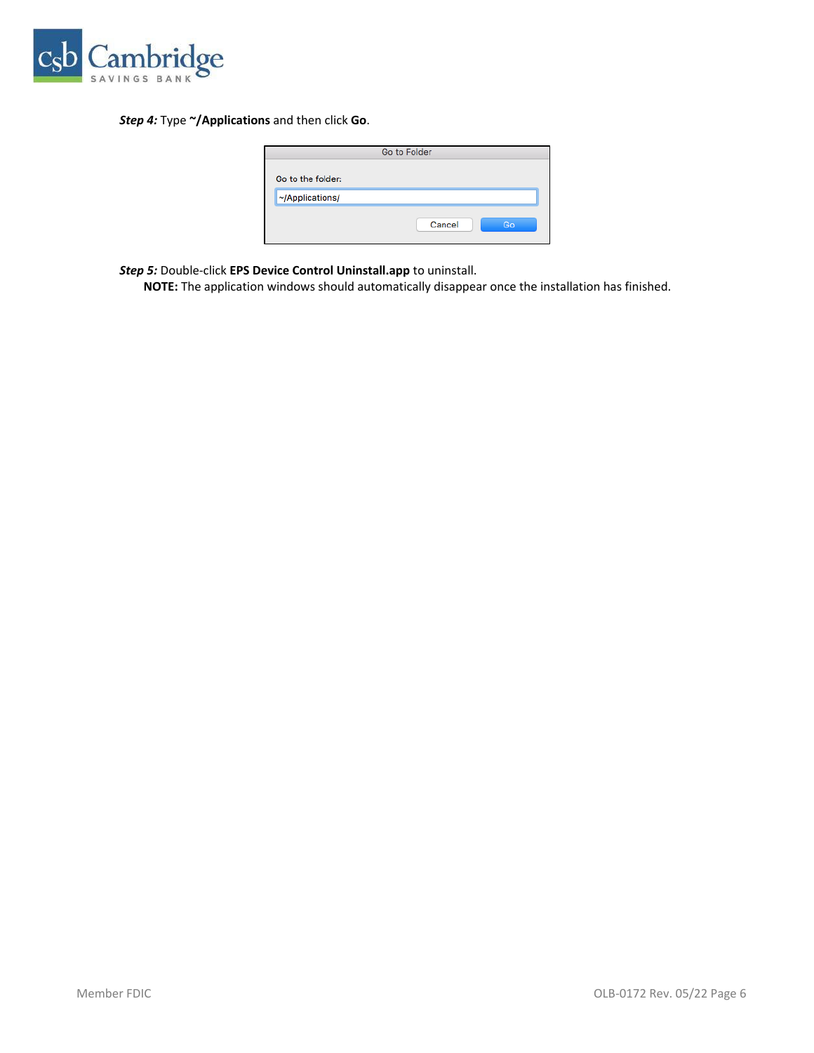***Step 4:*** Type **~/Applications** and then click **Go**.

Go to Folder

Go to the folder:

~/Applications/

Cancel Go

***Step 5:*** Double-click **EPS Device Control Uninstall.app** to uninstall.

**NOTE:** The application windows should automatically disappear once the installation has finished.